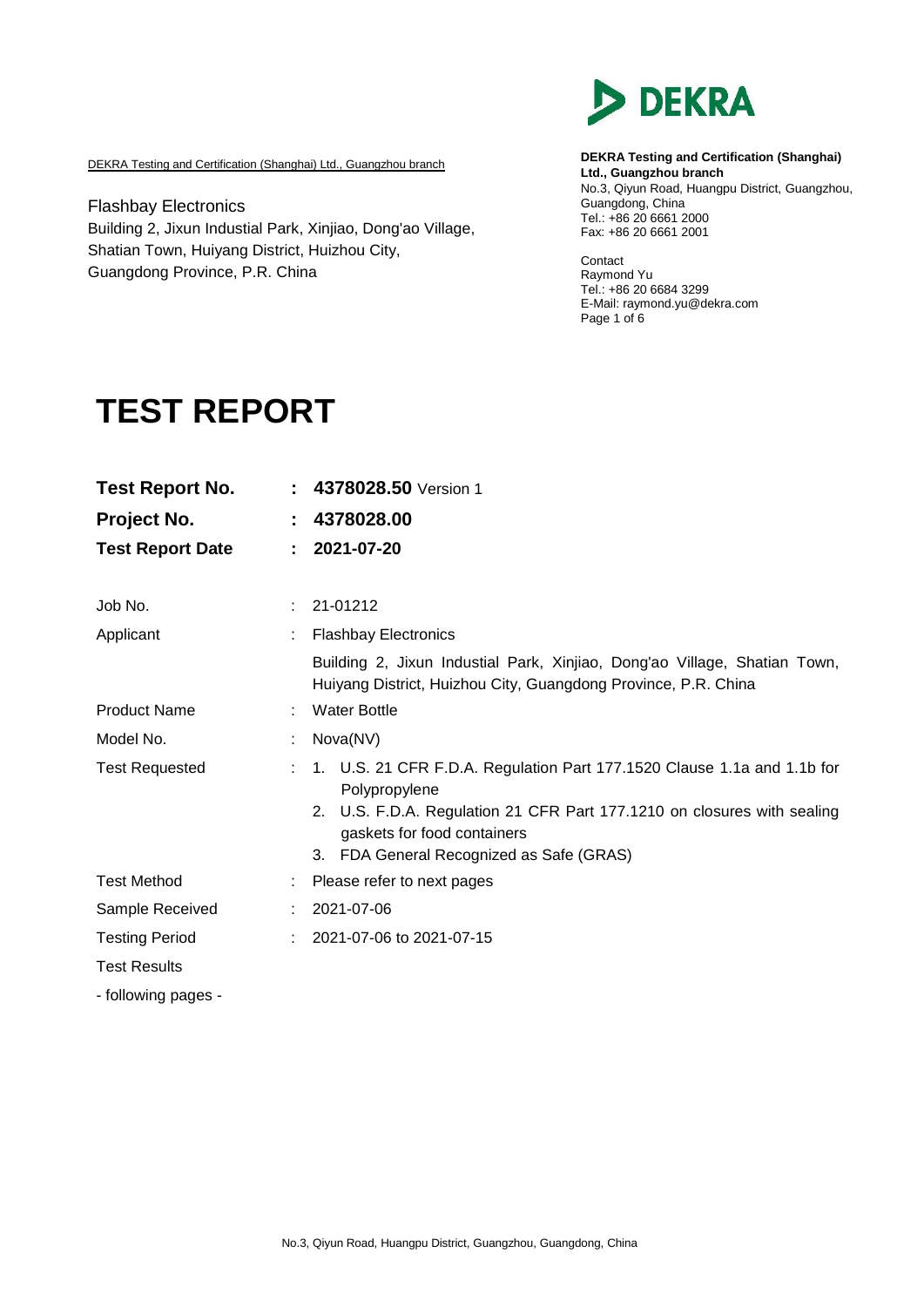DEKRA Testing and Certification (Shanghai) Ltd., Guangzhou branch

Flashbay Electronics
Building 2, Jixun Industial Park, Xinjiao, Dong'ao Village, Shatian Town, Huiyang District, Huizhou City, Guangdong Province, P.R. China

DEKRA

**DEKRA Testing and Certification (Shanghai) Ltd., Guangzhou branch**
No.3, Qiyun Road, Huangpu District, Guangzhou, Guangdong, China
Tel.: +86 20 6661 2000
Fax: +86 20 6661 2001

Contact
Raymond Yu
Tel.: +86 20 6684 3299
E-Mail: raymond.yu@dekra.com

# TEST REPORT

| | | |
|---|---|---|
| **Test Report No.** | : | **4378028.50** Version 1 |
| **Project No.** | : | **4378028.00** |
| **Test Report Date** | : | **2021-07-20** |
| Job No. | : | 21-01212 |
| Applicant | : | Flashbay Electronics<br>Building 2, Jixun Industial Park, Xinjiao, Dong'ao Village, Shatian Town, Huiyang District, Huizhou City, Guangdong Province, P.R. China |
| Product Name | : | Water Bottle |
| Model No. | : | Nova(NV) |
| Test Requested | : | 1. U.S. 21 CFR F.D.A. Regulation Part 177.1520 Clause 1.1a and 1.1b for Polypropylene<br>2. U.S. F.D.A. Regulation 21 CFR Part 177.1210 on closures with sealing gaskets for food containers<br>3. FDA General Recognized as Safe (GRAS) |
| Test Method | : | Please refer to next pages |
| Sample Received | : | 2021-07-06 |
| Testing Period | : | 2021-07-06 to 2021-07-15 |

Test Results

- following pages -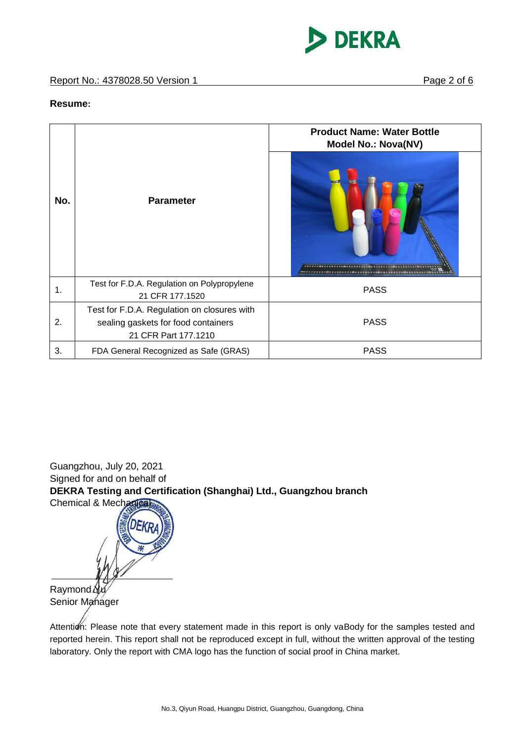**Resume:**

| No. | Parameter | Product Name: Water Bottle<br>Model No.: Nova(NV) |
|---|---|---|
| 1. | Test for F.D.A. Regulation on Polypropylene<br>21 CFR 177.1520 | PASS |
| 2. | Test for F.D.A. Regulation on closures with sealing gaskets for food containers<br>21 CFR Part 177.1210 | PASS |
| 3. | FDA General Recognized as Safe (GRAS) | PASS |

Guangzhou, July 20, 2021
Signed for and on behalf of
**DEKRA Testing and Certification (Shanghai) Ltd., Guangzhou branch**
Chemical & Mechanical

Raymond Yu
Senior Manager

Attention: Please note that every statement made in this report is only vaBody for the samples tested and reported herein. This report shall not be reproduced except in full, without the written approval of the testing laboratory. Only the report with CMA logo has the function of social proof in China market.

No.3, Qiyun Road, Huangpu District, Guangzhou, Guangdong, China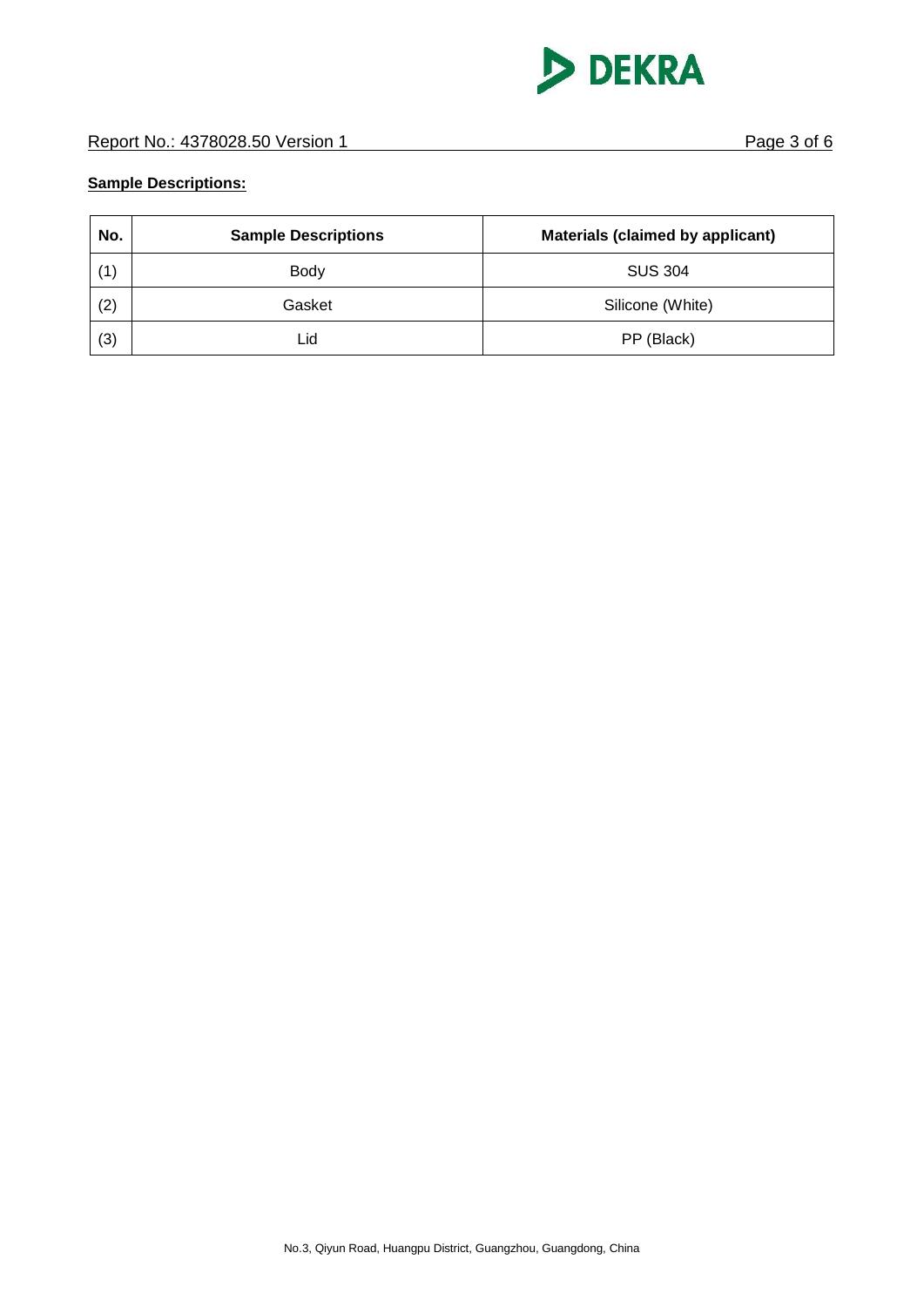**Sample Descriptions:**

| No. | Sample Descriptions | Materials (claimed by applicant) |
|---|---|---|
| (1) | Body | SUS 304 |
| (2) | Gasket | Silicone (White) |
| (3) | Lid | PP (Black) |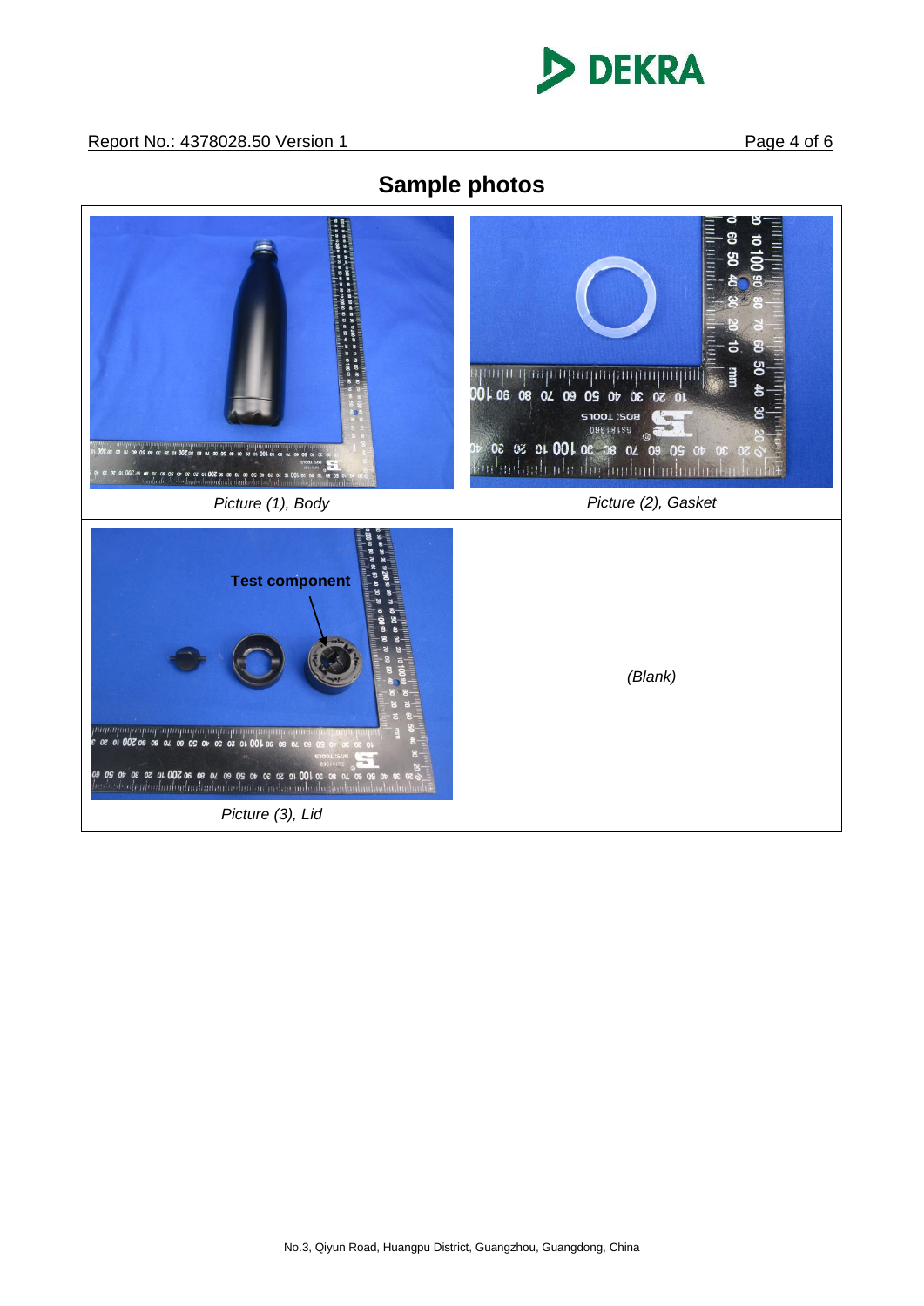## Sample photos

| | |
|---|---|
| *Picture (1), Body* | *Picture (2), Gasket* |
| Test component<br>*Picture (3), Lid* | *(Blank)* |

No.3, Qiyun Road, Huangpu District, Guangzhou, Guangdong, China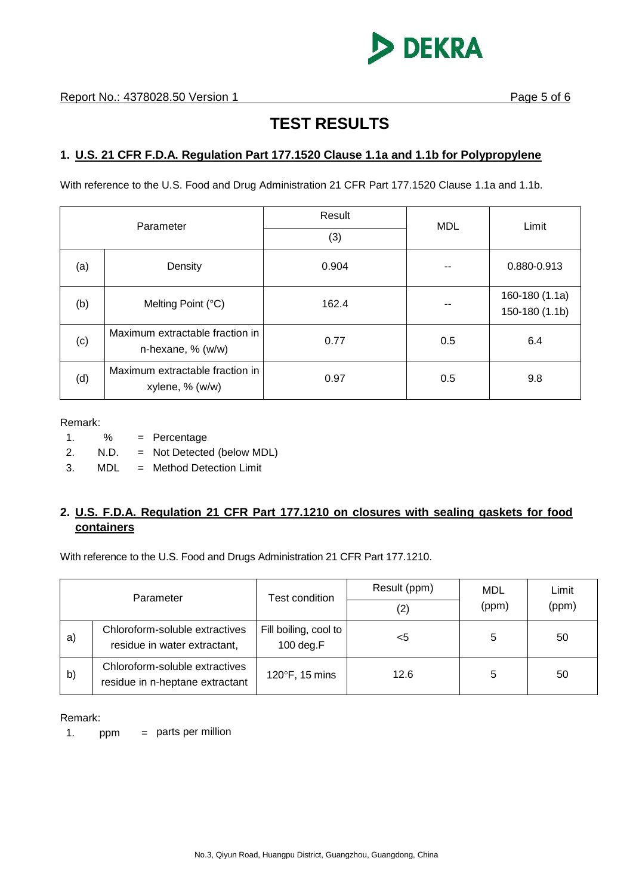# TEST RESULTS

## 1. U.S. 21 CFR F.D.A. Regulation Part 177.1520 Clause 1.1a and 1.1b for Polypropylene

With reference to the U.S. Food and Drug Administration 21 CFR Part 177.1520 Clause 1.1a and 1.1b.

| Parameter | | Result | MDL | Limit |
|---|---|---|---|---|
| | | (3) | | |
| (a) | Density | 0.904 | -- | 0.880-0.913 |
| (b) | Melting Point (°C) | 162.4 | -- | 160-180 (1.1a)<br>150-180 (1.1b) |
| (c) | Maximum extractable fraction in n-hexane, % (w/w) | 0.77 | 0.5 | 6.4 |
| (d) | Maximum extractable fraction in xylene, % (w/w) | 0.97 | 0.5 | 9.8 |

Remark:

1. % = Percentage
2. N.D. = Not Detected (below MDL)
3. MDL = Method Detection Limit

## 2. U.S. F.D.A. Regulation 21 CFR Part 177.1210 on closures with sealing gaskets for food containers

With reference to the U.S. Food and Drugs Administration 21 CFR Part 177.1210.

| Parameter | | Test condition | Result (ppm) | MDL (ppm) | Limit (ppm) |
|---|---|---|---|---|---|
| | | | (2) | | |
| a) | Chloroform-soluble extractives residue in water extractant, | Fill boiling, cool to 100 deg.F | <5 | 5 | 50 |
| b) | Chloroform-soluble extractives residue in n-heptane extractant | 120°F, 15 mins | 12.6 | 5 | 50 |

Remark:

1. ppm = parts per million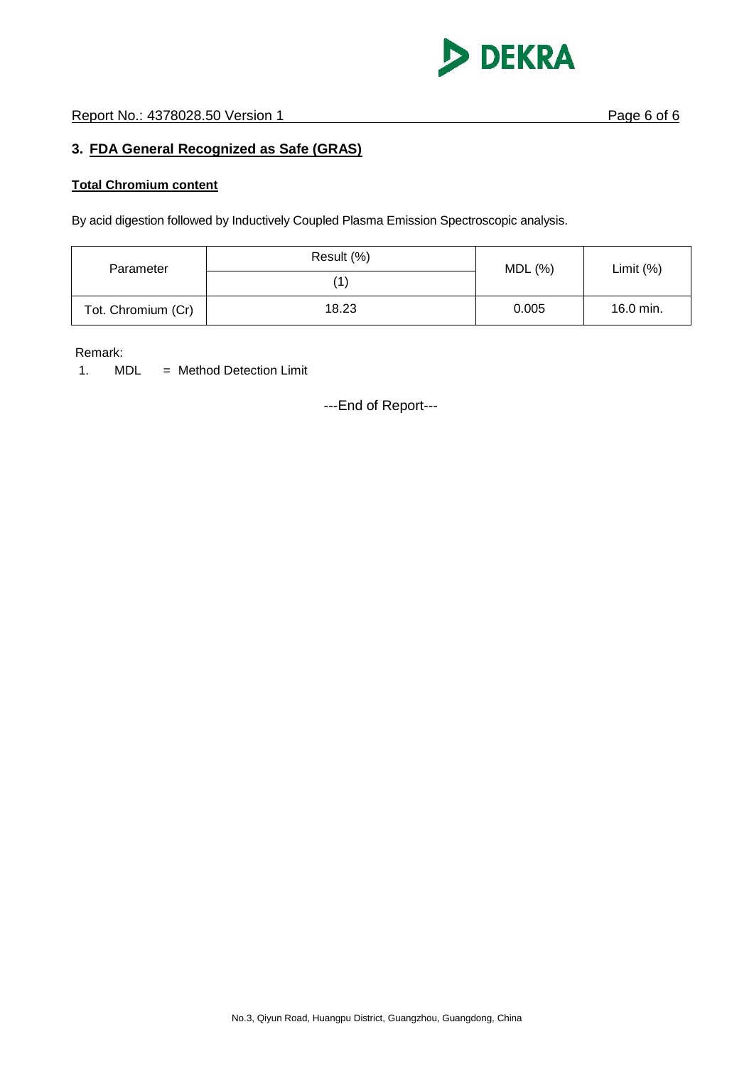## 3. FDA General Recognized as Safe (GRAS)

**Total Chromium content**

By acid digestion followed by Inductively Coupled Plasma Emission Spectroscopic analysis.

| Parameter | Result (%) | MDL (%) | Limit (%) |
|---|---|---|---|
| | (1) | | |
| Tot. Chromium (Cr) | 18.23 | 0.005 | 16.0 min. |

Remark:

1. MDL = Method Detection Limit

---End of Report---

No.3, Qiyun Road, Huangpu District, Guangzhou, Guangdong, China